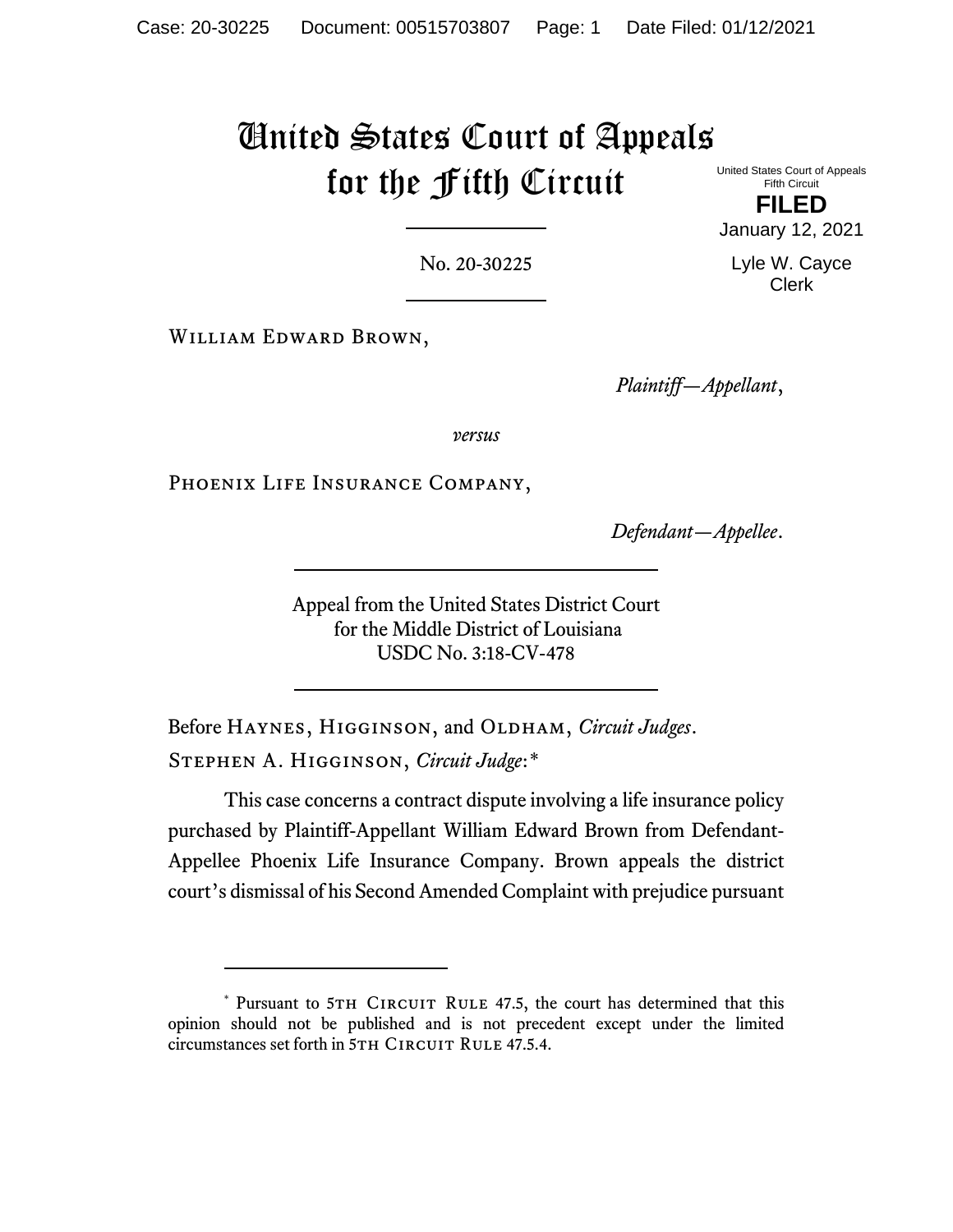# United States Court of Appeals for the Fifth Circuit

United States Court of Appeals
Fifth Circuit

**FILED**

January 12, 2021

Lyle W. Cayce
Clerk

No. 20-30225

William Edward Brown,

*Plaintiff—Appellant*,

*versus*

Phoenix Life Insurance Company,

*Defendant—Appellee*.

Appeal from the United States District Court
for the Middle District of Louisiana
USDC No. 3:18-CV-478

Before Haynes, Higginson, and Oldham, *Circuit Judges*.

Stephen A. Higginson, *Circuit Judge*:*

This case concerns a contract dispute involving a life insurance policy purchased by Plaintiff-Appellant William Edward Brown from Defendant-Appellee Phoenix Life Insurance Company. Brown appeals the district court's dismissal of his Second Amended Complaint with prejudice pursuant

---

* Pursuant to 5th Circuit Rule 47.5, the court has determined that this opinion should not be published and is not precedent except under the limited circumstances set forth in 5th Circuit Rule 47.5.4.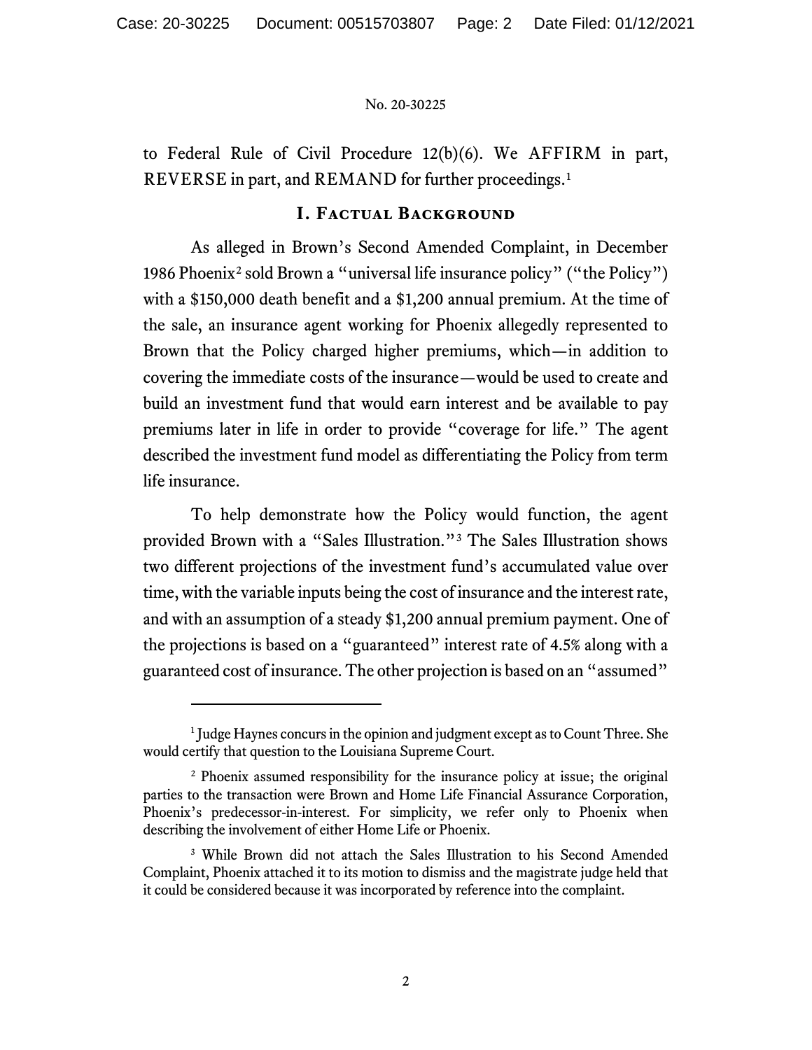to Federal Rule of Civil Procedure 12(b)(6). We AFFIRM in part, REVERSE in part, and REMAND for further proceedings.[1]

## I. Factual Background

As alleged in Brown's Second Amended Complaint, in December 1986 Phoenix[2] sold Brown a "universal life insurance policy" ("the Policy") with a $150,000 death benefit and a $1,200 annual premium. At the time of the sale, an insurance agent working for Phoenix allegedly represented to Brown that the Policy charged higher premiums, which—in addition to covering the immediate costs of the insurance—would be used to create and build an investment fund that would earn interest and be available to pay premiums later in life in order to provide "coverage for life." The agent described the investment fund model as differentiating the Policy from term life insurance.

To help demonstrate how the Policy would function, the agent provided Brown with a "Sales Illustration."[3] The Sales Illustration shows two different projections of the investment fund's accumulated value over time, with the variable inputs being the cost of insurance and the interest rate, and with an assumption of a steady $1,200 annual premium payment. One of the projections is based on a "guaranteed" interest rate of 4.5% along with a guaranteed cost of insurance. The other projection is based on an "assumed"

---

[1] Judge Haynes concurs in the opinion and judgment except as to Count Three. She would certify that question to the Louisiana Supreme Court.

[2] Phoenix assumed responsibility for the insurance policy at issue; the original parties to the transaction were Brown and Home Life Financial Assurance Corporation, Phoenix's predecessor-in-interest. For simplicity, we refer only to Phoenix when describing the involvement of either Home Life or Phoenix.

[3] While Brown did not attach the Sales Illustration to his Second Amended Complaint, Phoenix attached it to its motion to dismiss and the magistrate judge held that it could be considered because it was incorporated by reference into the complaint.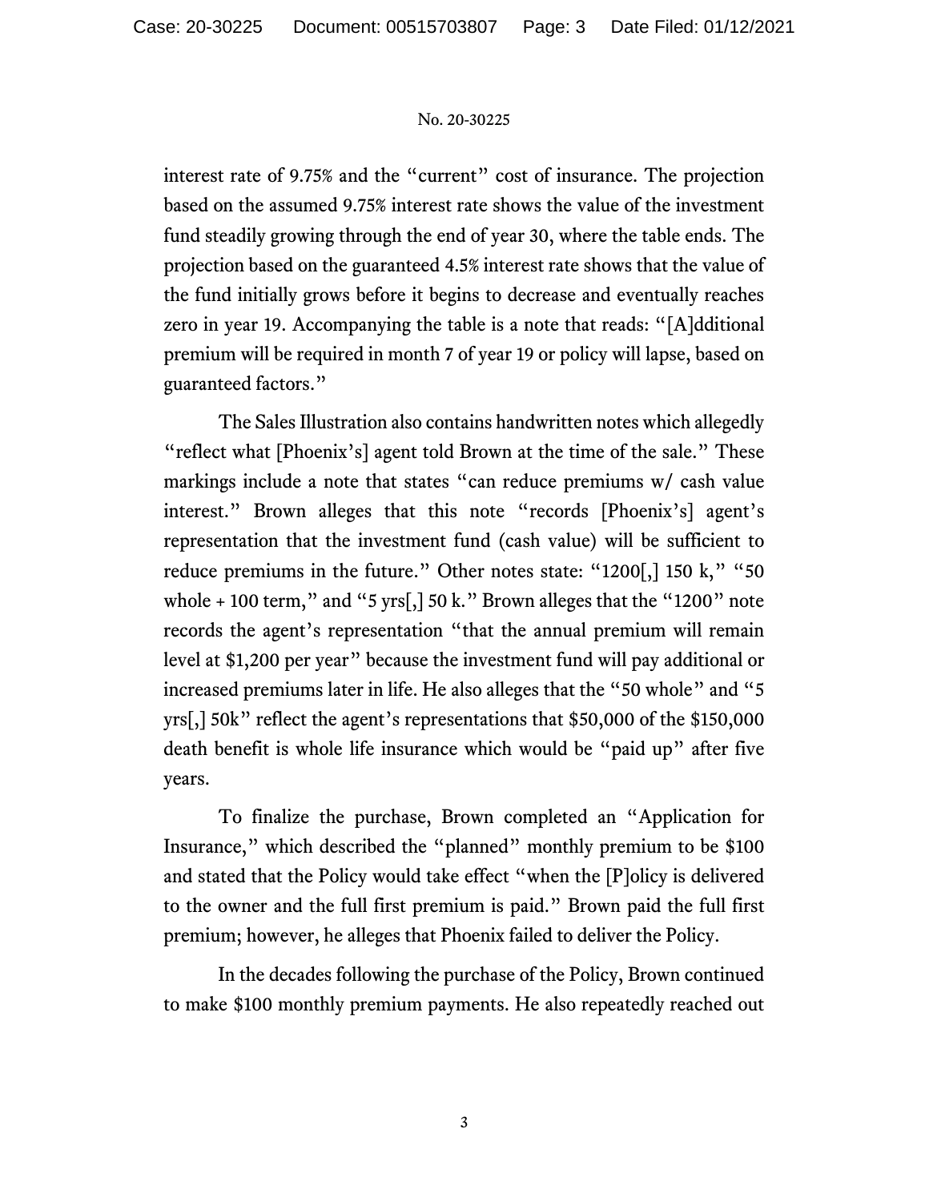interest rate of 9.75% and the "current" cost of insurance. The projection based on the assumed 9.75% interest rate shows the value of the investment fund steadily growing through the end of year 30, where the table ends. The projection based on the guaranteed 4.5% interest rate shows that the value of the fund initially grows before it begins to decrease and eventually reaches zero in year 19. Accompanying the table is a note that reads: "[A]dditional premium will be required in month 7 of year 19 or policy will lapse, based on guaranteed factors."

The Sales Illustration also contains handwritten notes which allegedly "reflect what [Phoenix's] agent told Brown at the time of the sale." These markings include a note that states "can reduce premiums w/ cash value interest." Brown alleges that this note "records [Phoenix's] agent's representation that the investment fund (cash value) will be sufficient to reduce premiums in the future." Other notes state: "1200[,] 150 k," "50 whole + 100 term," and "5 yrs[,] 50 k." Brown alleges that the "1200" note records the agent's representation "that the annual premium will remain level at $1,200 per year" because the investment fund will pay additional or increased premiums later in life. He also alleges that the "50 whole" and "5 yrs[,] 50k" reflect the agent's representations that $50,000 of the $150,000 death benefit is whole life insurance which would be "paid up" after five years.

To finalize the purchase, Brown completed an "Application for Insurance," which described the "planned" monthly premium to be $100 and stated that the Policy would take effect "when the [P]olicy is delivered to the owner and the full first premium is paid." Brown paid the full first premium; however, he alleges that Phoenix failed to deliver the Policy.

In the decades following the purchase of the Policy, Brown continued to make $100 monthly premium payments. He also repeatedly reached out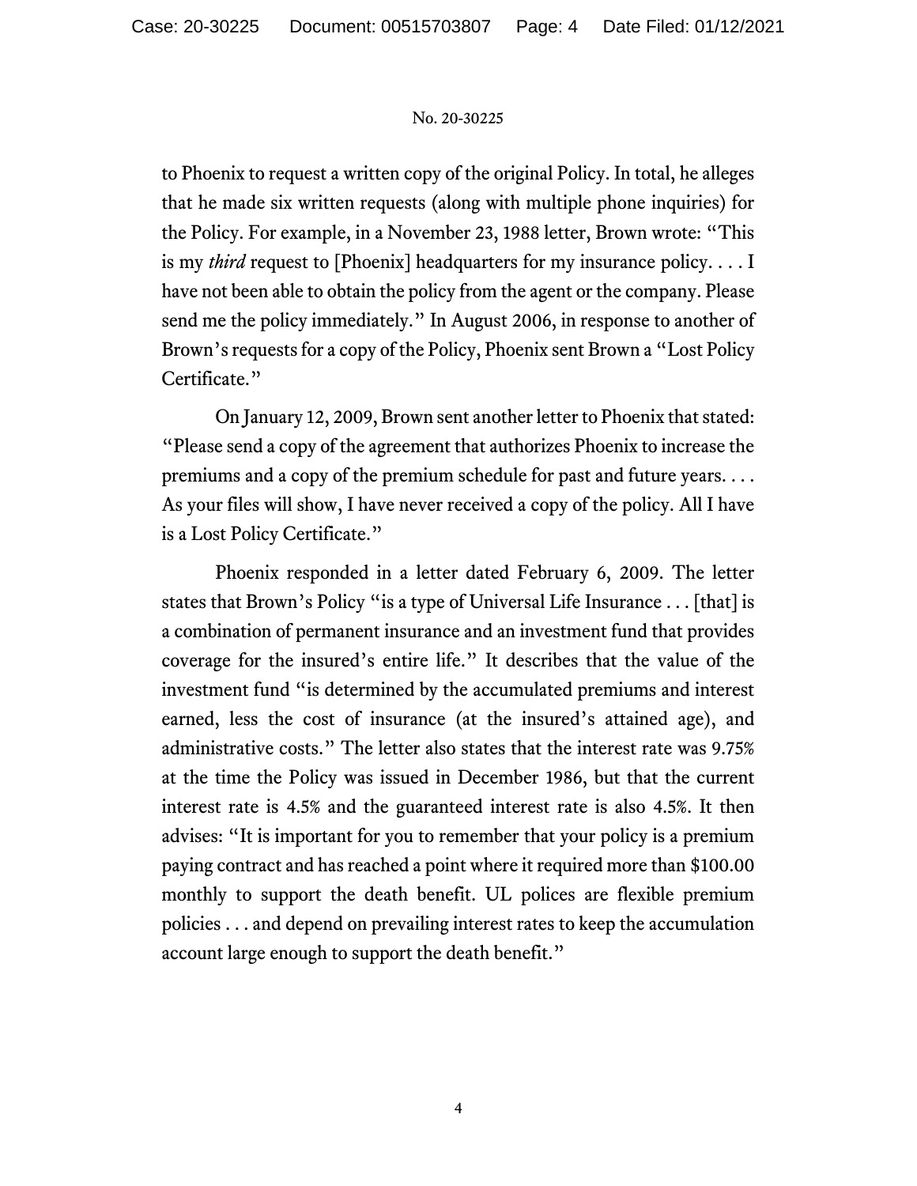to Phoenix to request a written copy of the original Policy. In total, he alleges that he made six written requests (along with multiple phone inquiries) for the Policy. For example, in a November 23, 1988 letter, Brown wrote: "This is my *third* request to [Phoenix] headquarters for my insurance policy. . . . I have not been able to obtain the policy from the agent or the company. Please send me the policy immediately." In August 2006, in response to another of Brown's requests for a copy of the Policy, Phoenix sent Brown a "Lost Policy Certificate."

On January 12, 2009, Brown sent another letter to Phoenix that stated: "Please send a copy of the agreement that authorizes Phoenix to increase the premiums and a copy of the premium schedule for past and future years. . . . As your files will show, I have never received a copy of the policy. All I have is a Lost Policy Certificate."

Phoenix responded in a letter dated February 6, 2009. The letter states that Brown's Policy "is a type of Universal Life Insurance . . . [that] is a combination of permanent insurance and an investment fund that provides coverage for the insured's entire life." It describes that the value of the investment fund "is determined by the accumulated premiums and interest earned, less the cost of insurance (at the insured's attained age), and administrative costs." The letter also states that the interest rate was 9.75% at the time the Policy was issued in December 1986, but that the current interest rate is 4.5% and the guaranteed interest rate is also 4.5%. It then advises: "It is important for you to remember that your policy is a premium paying contract and has reached a point where it required more than $100.00 monthly to support the death benefit. UL polices are flexible premium policies . . . and depend on prevailing interest rates to keep the accumulation account large enough to support the death benefit."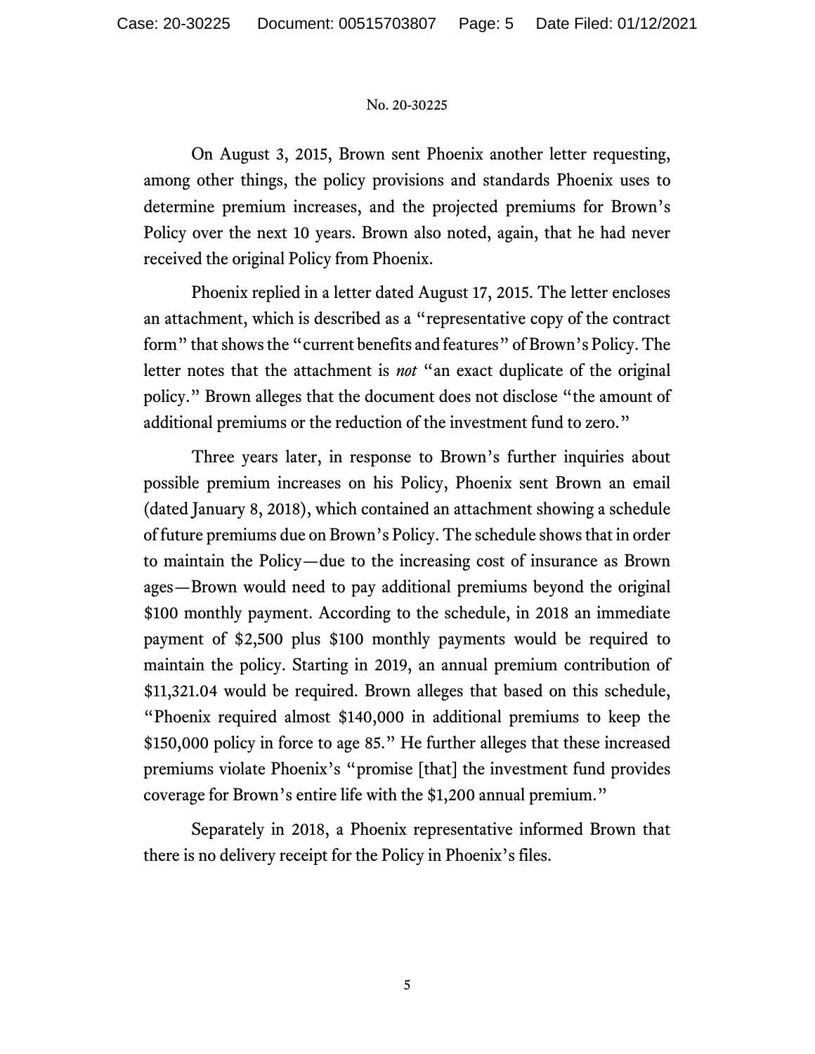On August 3, 2015, Brown sent Phoenix another letter requesting, among other things, the policy provisions and standards Phoenix uses to determine premium increases, and the projected premiums for Brown's Policy over the next 10 years. Brown also noted, again, that he had never received the original Policy from Phoenix.

Phoenix replied in a letter dated August 17, 2015. The letter encloses an attachment, which is described as a "representative copy of the contract form" that shows the "current benefits and features" of Brown's Policy. The letter notes that the attachment is *not* "an exact duplicate of the original policy." Brown alleges that the document does not disclose "the amount of additional premiums or the reduction of the investment fund to zero."

Three years later, in response to Brown's further inquiries about possible premium increases on his Policy, Phoenix sent Brown an email (dated January 8, 2018), which contained an attachment showing a schedule of future premiums due on Brown's Policy. The schedule shows that in order to maintain the Policy—due to the increasing cost of insurance as Brown ages—Brown would need to pay additional premiums beyond the original $100 monthly payment. According to the schedule, in 2018 an immediate payment of $2,500 plus $100 monthly payments would be required to maintain the policy. Starting in 2019, an annual premium contribution of $11,321.04 would be required. Brown alleges that based on this schedule, "Phoenix required almost $140,000 in additional premiums to keep the $150,000 policy in force to age 85." He further alleges that these increased premiums violate Phoenix's "promise [that] the investment fund provides coverage for Brown's entire life with the $1,200 annual premium."

Separately in 2018, a Phoenix representative informed Brown that there is no delivery receipt for the Policy in Phoenix's files.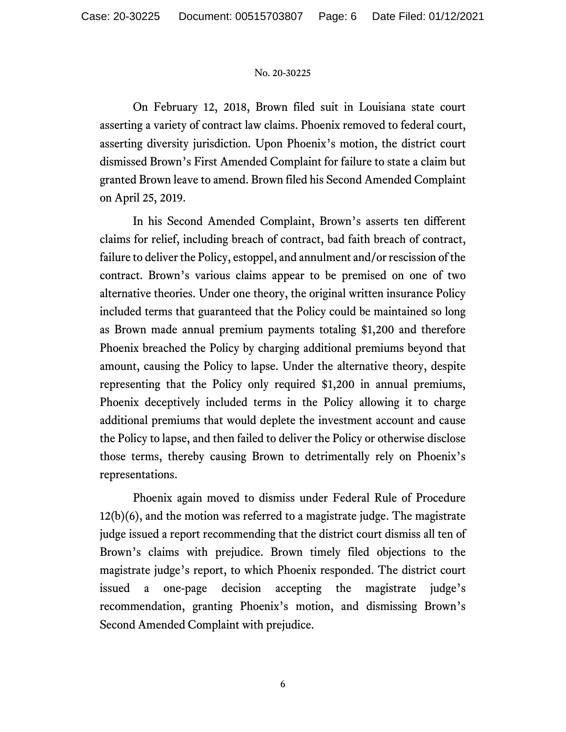On February 12, 2018, Brown filed suit in Louisiana state court asserting a variety of contract law claims. Phoenix removed to federal court, asserting diversity jurisdiction. Upon Phoenix's motion, the district court dismissed Brown's First Amended Complaint for failure to state a claim but granted Brown leave to amend. Brown filed his Second Amended Complaint on April 25, 2019.

In his Second Amended Complaint, Brown's asserts ten different claims for relief, including breach of contract, bad faith breach of contract, failure to deliver the Policy, estoppel, and annulment and/or rescission of the contract. Brown's various claims appear to be premised on one of two alternative theories. Under one theory, the original written insurance Policy included terms that guaranteed that the Policy could be maintained so long as Brown made annual premium payments totaling $1,200 and therefore Phoenix breached the Policy by charging additional premiums beyond that amount, causing the Policy to lapse. Under the alternative theory, despite representing that the Policy only required $1,200 in annual premiums, Phoenix deceptively included terms in the Policy allowing it to charge additional premiums that would deplete the investment account and cause the Policy to lapse, and then failed to deliver the Policy or otherwise disclose those terms, thereby causing Brown to detrimentally rely on Phoenix's representations.

Phoenix again moved to dismiss under Federal Rule of Procedure 12(b)(6), and the motion was referred to a magistrate judge. The magistrate judge issued a report recommending that the district court dismiss all ten of Brown's claims with prejudice. Brown timely filed objections to the magistrate judge's report, to which Phoenix responded. The district court issued a one-page decision accepting the magistrate judge's recommendation, granting Phoenix's motion, and dismissing Brown's Second Amended Complaint with prejudice.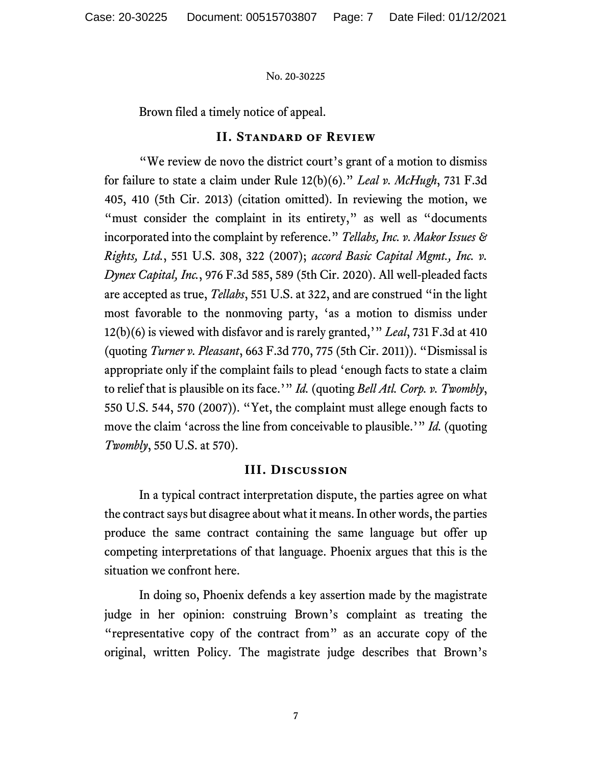Brown filed a timely notice of appeal.

## II. Standard of Review

"We review de novo the district court's grant of a motion to dismiss for failure to state a claim under Rule 12(b)(6)." *Leal v. McHugh*, 731 F.3d 405, 410 (5th Cir. 2013) (citation omitted). In reviewing the motion, we "must consider the complaint in its entirety," as well as "documents incorporated into the complaint by reference." *Tellabs, Inc. v. Makor Issues & Rights, Ltd.*, 551 U.S. 308, 322 (2007); *accord Basic Capital Mgmt., Inc. v. Dynex Capital, Inc.*, 976 F.3d 585, 589 (5th Cir. 2020). All well-pleaded facts are accepted as true, *Tellabs*, 551 U.S. at 322, and are construed "in the light most favorable to the nonmoving party, 'as a motion to dismiss under 12(b)(6) is viewed with disfavor and is rarely granted,'" *Leal*, 731 F.3d at 410 (quoting *Turner v. Pleasant*, 663 F.3d 770, 775 (5th Cir. 2011)). "Dismissal is appropriate only if the complaint fails to plead 'enough facts to state a claim to relief that is plausible on its face.'" *Id.* (quoting *Bell Atl. Corp. v. Twombly*, 550 U.S. 544, 570 (2007)). "Yet, the complaint must allege enough facts to move the claim 'across the line from conceivable to plausible.'" *Id.* (quoting *Twombly*, 550 U.S. at 570).

## III. Discussion

In a typical contract interpretation dispute, the parties agree on what the contract says but disagree about what it means. In other words, the parties produce the same contract containing the same language but offer up competing interpretations of that language. Phoenix argues that this is the situation we confront here.

In doing so, Phoenix defends a key assertion made by the magistrate judge in her opinion: construing Brown's complaint as treating the "representative copy of the contract from" as an accurate copy of the original, written Policy. The magistrate judge describes that Brown's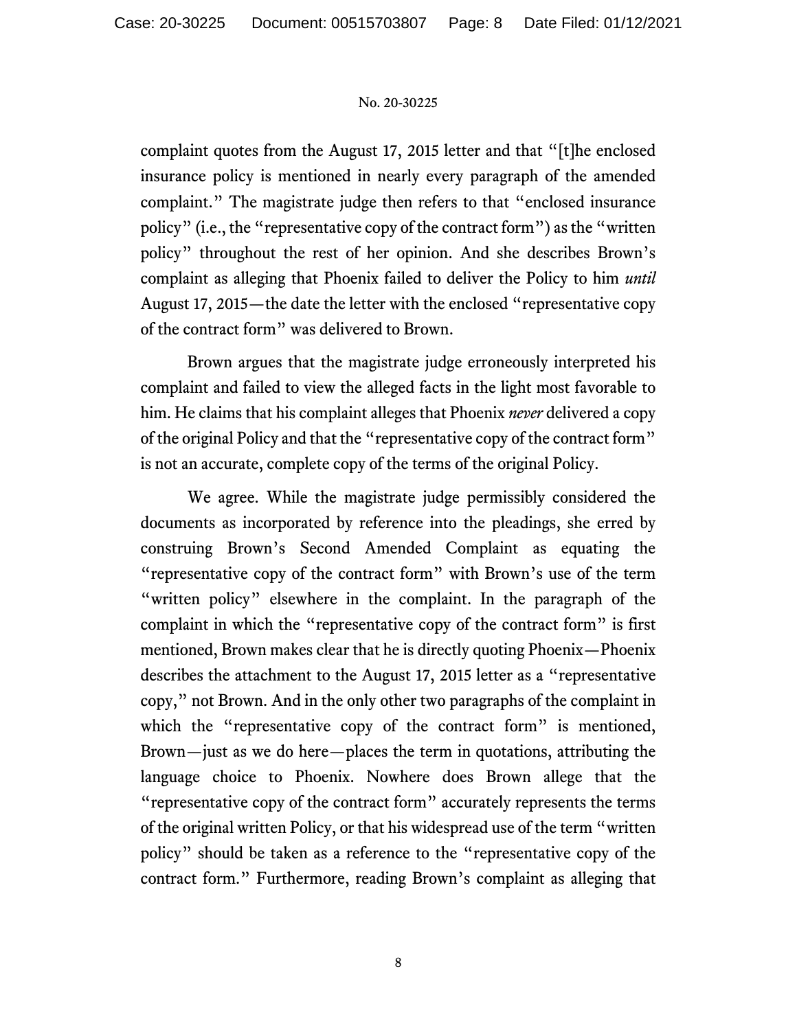complaint quotes from the August 17, 2015 letter and that "[t]he enclosed insurance policy is mentioned in nearly every paragraph of the amended complaint." The magistrate judge then refers to that "enclosed insurance policy" (i.e., the "representative copy of the contract form") as the "written policy" throughout the rest of her opinion. And she describes Brown's complaint as alleging that Phoenix failed to deliver the Policy to him *until* August 17, 2015—the date the letter with the enclosed "representative copy of the contract form" was delivered to Brown.

Brown argues that the magistrate judge erroneously interpreted his complaint and failed to view the alleged facts in the light most favorable to him. He claims that his complaint alleges that Phoenix *never* delivered a copy of the original Policy and that the "representative copy of the contract form" is not an accurate, complete copy of the terms of the original Policy.

We agree. While the magistrate judge permissibly considered the documents as incorporated by reference into the pleadings, she erred by construing Brown's Second Amended Complaint as equating the "representative copy of the contract form" with Brown's use of the term "written policy" elsewhere in the complaint. In the paragraph of the complaint in which the "representative copy of the contract form" is first mentioned, Brown makes clear that he is directly quoting Phoenix—Phoenix describes the attachment to the August 17, 2015 letter as a "representative copy," not Brown. And in the only other two paragraphs of the complaint in which the "representative copy of the contract form" is mentioned, Brown—just as we do here—places the term in quotations, attributing the language choice to Phoenix. Nowhere does Brown allege that the "representative copy of the contract form" accurately represents the terms of the original written Policy, or that his widespread use of the term "written policy" should be taken as a reference to the "representative copy of the contract form." Furthermore, reading Brown's complaint as alleging that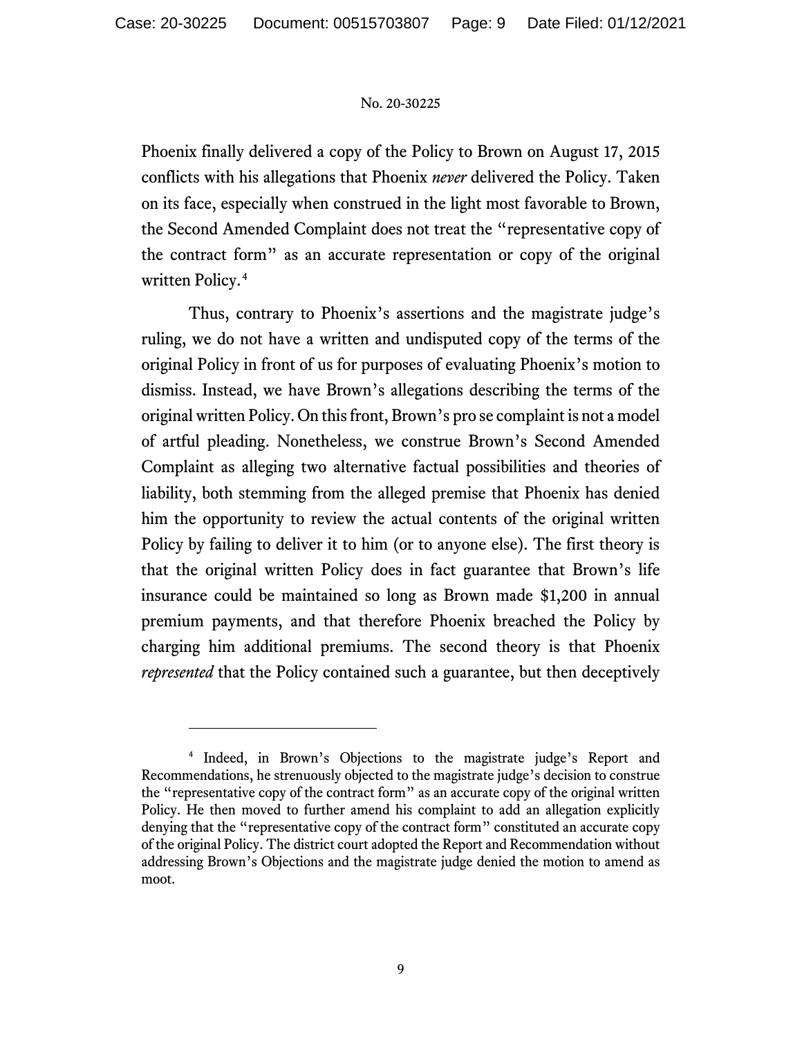Phoenix finally delivered a copy of the Policy to Brown on August 17, 2015 conflicts with his allegations that Phoenix *never* delivered the Policy. Taken on its face, especially when construed in the light most favorable to Brown, the Second Amended Complaint does not treat the "representative copy of the contract form" as an accurate representation or copy of the original written Policy.[4]

Thus, contrary to Phoenix's assertions and the magistrate judge's ruling, we do not have a written and undisputed copy of the terms of the original Policy in front of us for purposes of evaluating Phoenix's motion to dismiss. Instead, we have Brown's allegations describing the terms of the original written Policy. On this front, Brown's pro se complaint is not a model of artful pleading. Nonetheless, we construe Brown's Second Amended Complaint as alleging two alternative factual possibilities and theories of liability, both stemming from the alleged premise that Phoenix has denied him the opportunity to review the actual contents of the original written Policy by failing to deliver it to him (or to anyone else). The first theory is that the original written Policy does in fact guarantee that Brown's life insurance could be maintained so long as Brown made $1,200 in annual premium payments, and that therefore Phoenix breached the Policy by charging him additional premiums. The second theory is that Phoenix *represented* that the Policy contained such a guarantee, but then deceptively

---

[4] Indeed, in Brown's Objections to the magistrate judge's Report and Recommendations, he strenuously objected to the magistrate judge's decision to construe the "representative copy of the contract form" as an accurate copy of the original written Policy. He then moved to further amend his complaint to add an allegation explicitly denying that the "representative copy of the contract form" constituted an accurate copy of the original Policy. The district court adopted the Report and Recommendation without addressing Brown's Objections and the magistrate judge denied the motion to amend as moot.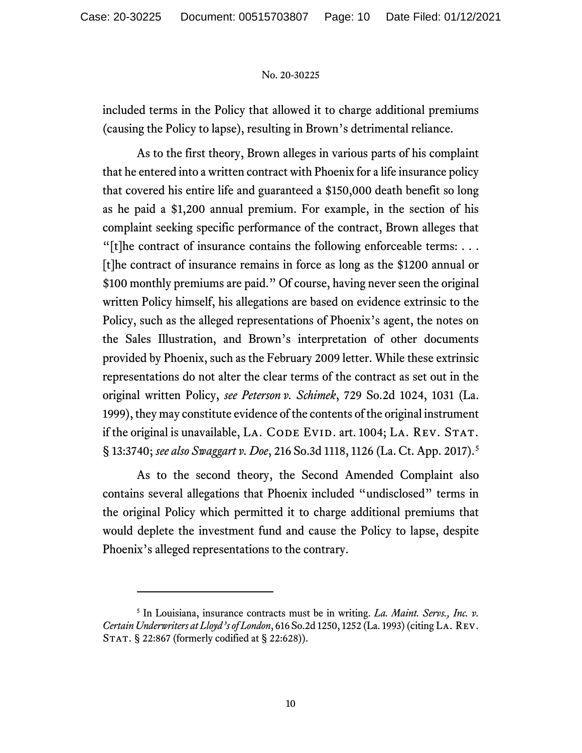included terms in the Policy that allowed it to charge additional premiums (causing the Policy to lapse), resulting in Brown's detrimental reliance.

As to the first theory, Brown alleges in various parts of his complaint that he entered into a written contract with Phoenix for a life insurance policy that covered his entire life and guaranteed a $150,000 death benefit so long as he paid a $1,200 annual premium. For example, in the section of his complaint seeking specific performance of the contract, Brown alleges that "[t]he contract of insurance contains the following enforceable terms: . . . [t]he contract of insurance remains in force as long as the $1200 annual or $100 monthly premiums are paid." Of course, having never seen the original written Policy himself, his allegations are based on evidence extrinsic to the Policy, such as the alleged representations of Phoenix's agent, the notes on the Sales Illustration, and Brown's interpretation of other documents provided by Phoenix, such as the February 2009 letter. While these extrinsic representations do not alter the clear terms of the contract as set out in the original written Policy, *see Peterson v. Schimek*, 729 So.2d 1024, 1031 (La. 1999), they may constitute evidence of the contents of the original instrument if the original is unavailable, LA. CODE EVID. art. 1004; LA. REV. STAT. § 13:3740; *see also Swaggart v. Doe*, 216 So.3d 1118, 1126 (La. Ct. App. 2017).[5]

As to the second theory, the Second Amended Complaint also contains several allegations that Phoenix included "undisclosed" terms in the original Policy which permitted it to charge additional premiums that would deplete the investment fund and cause the Policy to lapse, despite Phoenix's alleged representations to the contrary.

---

[5] In Louisiana, insurance contracts must be in writing. *La. Maint. Servs., Inc. v. Certain Underwriters at Lloyd's of London*, 616 So.2d 1250, 1252 (La. 1993) (citing LA. REV. STAT. § 22:867 (formerly codified at § 22:628)).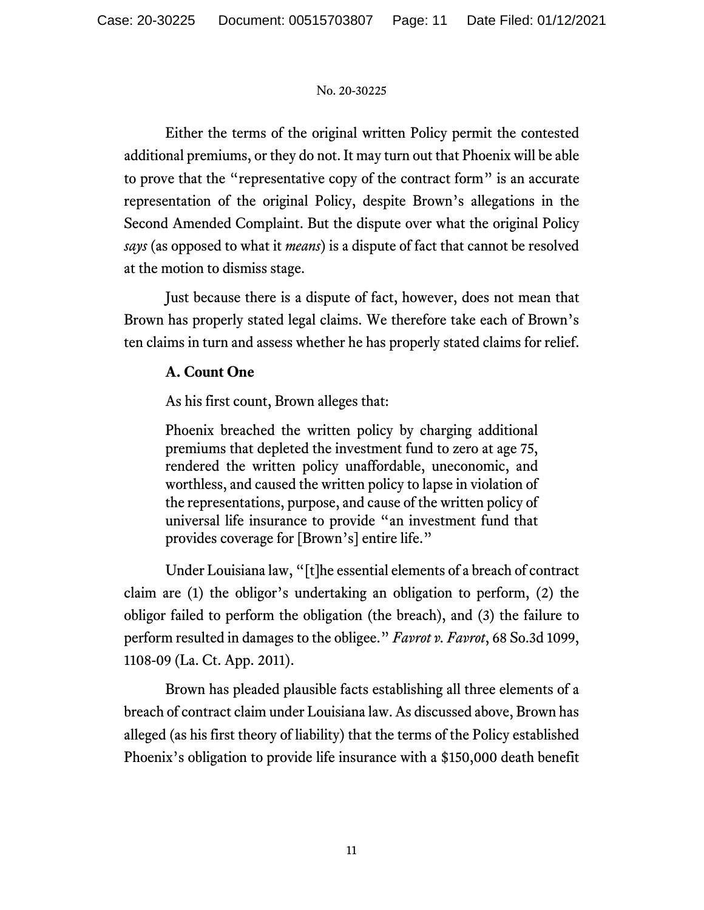Either the terms of the original written Policy permit the contested additional premiums, or they do not. It may turn out that Phoenix will be able to prove that the "representative copy of the contract form" is an accurate representation of the original Policy, despite Brown's allegations in the Second Amended Complaint. But the dispute over what the original Policy *says* (as opposed to what it *means*) is a dispute of fact that cannot be resolved at the motion to dismiss stage.

Just because there is a dispute of fact, however, does not mean that Brown has properly stated legal claims. We therefore take each of Brown's ten claims in turn and assess whether he has properly stated claims for relief.

### A. Count One

As his first count, Brown alleges that:

> Phoenix breached the written policy by charging additional premiums that depleted the investment fund to zero at age 75, rendered the written policy unaffordable, uneconomic, and worthless, and caused the written policy to lapse in violation of the representations, purpose, and cause of the written policy of universal life insurance to provide "an investment fund that provides coverage for [Brown's] entire life."

Under Louisiana law, "[t]he essential elements of a breach of contract claim are (1) the obligor's undertaking an obligation to perform, (2) the obligor failed to perform the obligation (the breach), and (3) the failure to perform resulted in damages to the obligee." *Favrot v. Favrot*, 68 So.3d 1099, 1108-09 (La. Ct. App. 2011).

Brown has pleaded plausible facts establishing all three elements of a breach of contract claim under Louisiana law. As discussed above, Brown has alleged (as his first theory of liability) that the terms of the Policy established Phoenix's obligation to provide life insurance with a $150,000 death benefit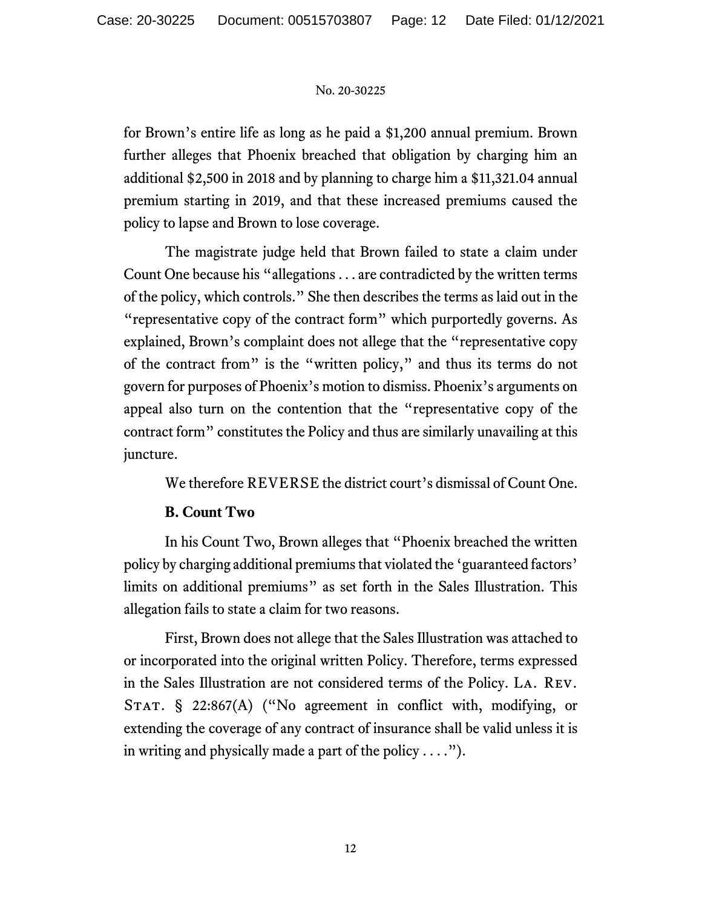for Brown's entire life as long as he paid a $1,200 annual premium. Brown further alleges that Phoenix breached that obligation by charging him an additional $2,500 in 2018 and by planning to charge him a $11,321.04 annual premium starting in 2019, and that these increased premiums caused the policy to lapse and Brown to lose coverage.

The magistrate judge held that Brown failed to state a claim under Count One because his "allegations . . . are contradicted by the written terms of the policy, which controls." She then describes the terms as laid out in the "representative copy of the contract form" which purportedly governs. As explained, Brown's complaint does not allege that the "representative copy of the contract from" is the "written policy," and thus its terms do not govern for purposes of Phoenix's motion to dismiss. Phoenix's arguments on appeal also turn on the contention that the "representative copy of the contract form" constitutes the Policy and thus are similarly unavailing at this juncture.

We therefore REVERSE the district court's dismissal of Count One.

**B. Count Two**

In his Count Two, Brown alleges that "Phoenix breached the written policy by charging additional premiums that violated the 'guaranteed factors' limits on additional premiums" as set forth in the Sales Illustration. This allegation fails to state a claim for two reasons.

First, Brown does not allege that the Sales Illustration was attached to or incorporated into the original written Policy. Therefore, terms expressed in the Sales Illustration are not considered terms of the Policy. LA. REV. STAT. § 22:867(A) ("No agreement in conflict with, modifying, or extending the coverage of any contract of insurance shall be valid unless it is in writing and physically made a part of the policy . . . .").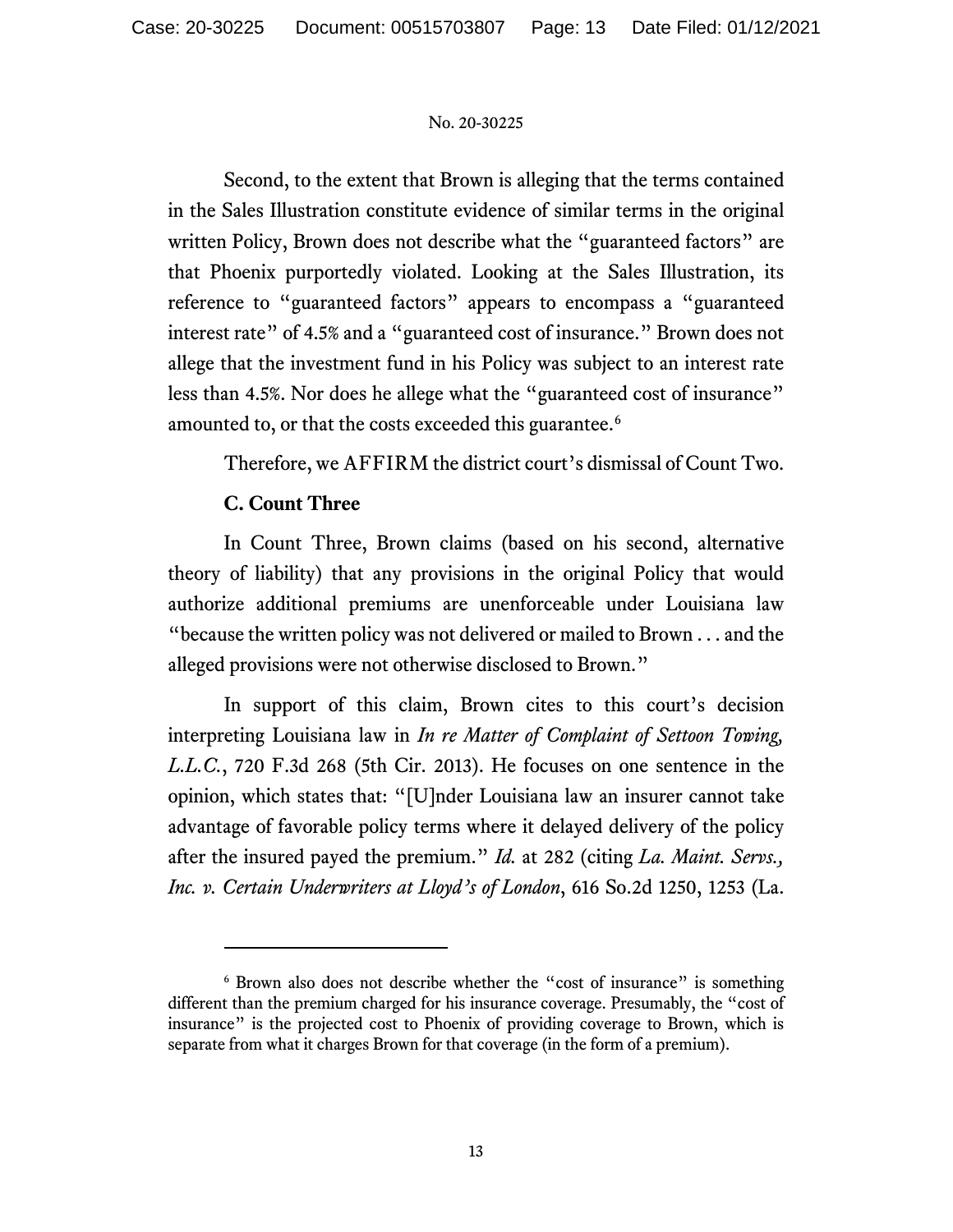Second, to the extent that Brown is alleging that the terms contained in the Sales Illustration constitute evidence of similar terms in the original written Policy, Brown does not describe what the "guaranteed factors" are that Phoenix purportedly violated. Looking at the Sales Illustration, its reference to "guaranteed factors" appears to encompass a "guaranteed interest rate" of 4.5% and a "guaranteed cost of insurance." Brown does not allege that the investment fund in his Policy was subject to an interest rate less than 4.5%. Nor does he allege what the "guaranteed cost of insurance" amounted to, or that the costs exceeded this guarantee.[6]

Therefore, we AFFIRM the district court's dismissal of Count Two.

**C. Count Three**

In Count Three, Brown claims (based on his second, alternative theory of liability) that any provisions in the original Policy that would authorize additional premiums are unenforceable under Louisiana law "because the written policy was not delivered or mailed to Brown . . . and the alleged provisions were not otherwise disclosed to Brown."

In support of this claim, Brown cites to this court's decision interpreting Louisiana law in *In re Matter of Complaint of Settoon Towing, L.L.C.*, 720 F.3d 268 (5th Cir. 2013). He focuses on one sentence in the opinion, which states that: "[U]nder Louisiana law an insurer cannot take advantage of favorable policy terms where it delayed delivery of the policy after the insured payed the premium." *Id.* at 282 (citing *La. Maint. Servs., Inc. v. Certain Underwriters at Lloyd's of London*, 616 So.2d 1250, 1253 (La.

[6] Brown also does not describe whether the "cost of insurance" is something different than the premium charged for his insurance coverage. Presumably, the "cost of insurance" is the projected cost to Phoenix of providing coverage to Brown, which is separate from what it charges Brown for that coverage (in the form of a premium).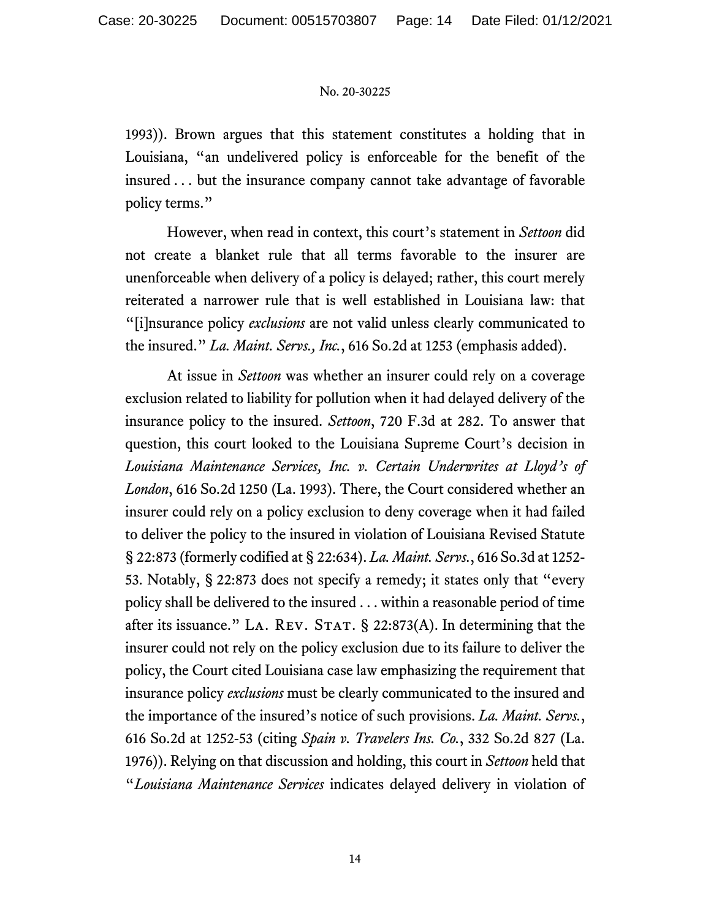1993)). Brown argues that this statement constitutes a holding that in Louisiana, "an undelivered policy is enforceable for the benefit of the insured . . . but the insurance company cannot take advantage of favorable policy terms."

However, when read in context, this court's statement in *Settoon* did not create a blanket rule that all terms favorable to the insurer are unenforceable when delivery of a policy is delayed; rather, this court merely reiterated a narrower rule that is well established in Louisiana law: that "[i]nsurance policy *exclusions* are not valid unless clearly communicated to the insured." *La. Maint. Servs., Inc.*, 616 So.2d at 1253 (emphasis added).

At issue in *Settoon* was whether an insurer could rely on a coverage exclusion related to liability for pollution when it had delayed delivery of the insurance policy to the insured. *Settoon*, 720 F.3d at 282. To answer that question, this court looked to the Louisiana Supreme Court's decision in *Louisiana Maintenance Services, Inc. v. Certain Underwrites at Lloyd's of London*, 616 So.2d 1250 (La. 1993). There, the Court considered whether an insurer could rely on a policy exclusion to deny coverage when it had failed to deliver the policy to the insured in violation of Louisiana Revised Statute § 22:873 (formerly codified at § 22:634). *La. Maint. Servs.*, 616 So.3d at 1252-53. Notably, § 22:873 does not specify a remedy; it states only that "every policy shall be delivered to the insured . . . within a reasonable period of time after its issuance." LA. REV. STAT. § 22:873(A). In determining that the insurer could not rely on the policy exclusion due to its failure to deliver the policy, the Court cited Louisiana case law emphasizing the requirement that insurance policy *exclusions* must be clearly communicated to the insured and the importance of the insured's notice of such provisions. *La. Maint. Servs.*, 616 So.2d at 1252-53 (citing *Spain v. Travelers Ins. Co.*, 332 So.2d 827 (La. 1976)). Relying on that discussion and holding, this court in *Settoon* held that "*Louisiana Maintenance Services* indicates delayed delivery in violation of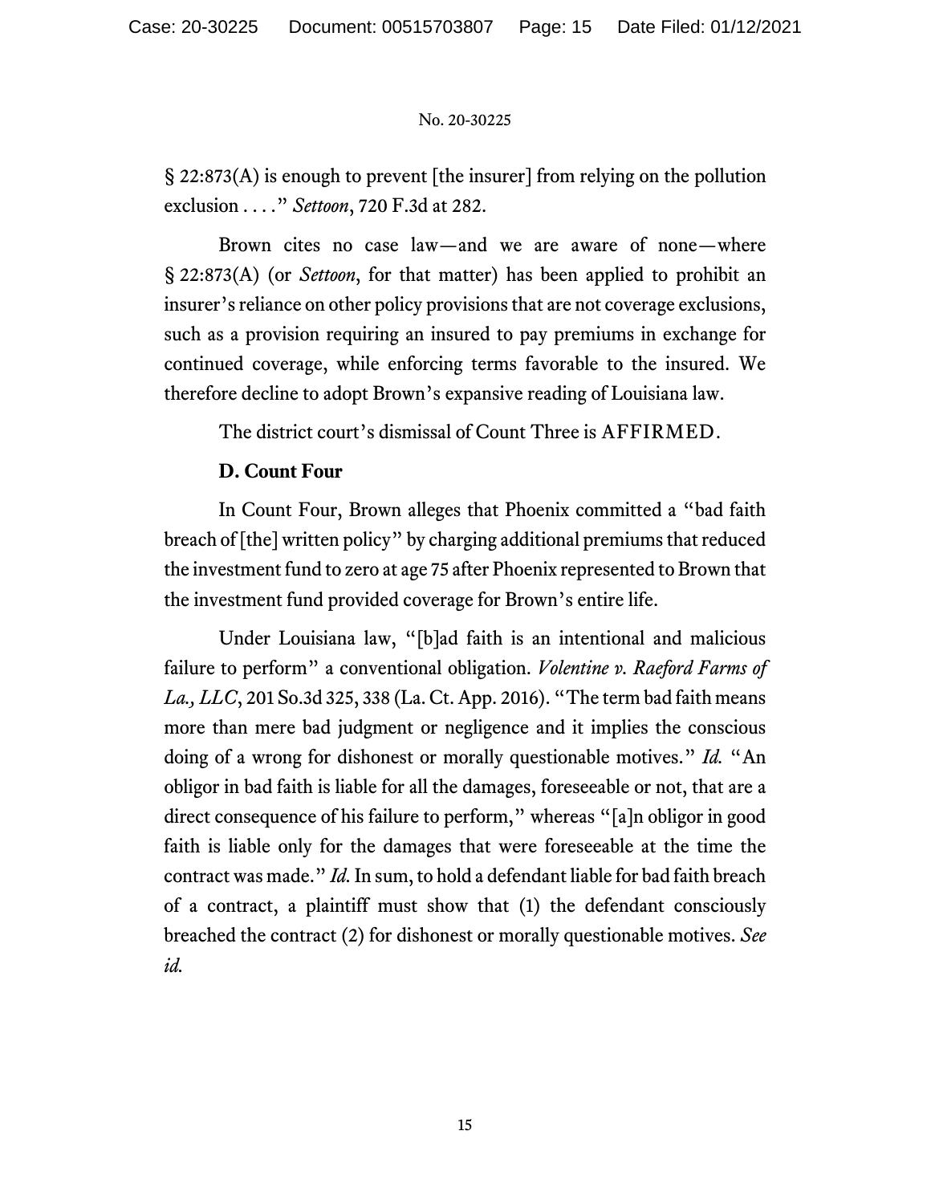§ 22:873(A) is enough to prevent [the insurer] from relying on the pollution exclusion . . . ." *Settoon*, 720 F.3d at 282.

Brown cites no case law—and we are aware of none—where § 22:873(A) (or *Settoon*, for that matter) has been applied to prohibit an insurer's reliance on other policy provisions that are not coverage exclusions, such as a provision requiring an insured to pay premiums in exchange for continued coverage, while enforcing terms favorable to the insured. We therefore decline to adopt Brown's expansive reading of Louisiana law.

The district court's dismissal of Count Three is AFFIRMED.

**D. Count Four**

In Count Four, Brown alleges that Phoenix committed a "bad faith breach of [the] written policy" by charging additional premiums that reduced the investment fund to zero at age 75 after Phoenix represented to Brown that the investment fund provided coverage for Brown's entire life.

Under Louisiana law, "[b]ad faith is an intentional and malicious failure to perform" a conventional obligation. *Volentine v. Raeford Farms of La., LLC*, 201 So.3d 325, 338 (La. Ct. App. 2016). "The term bad faith means more than mere bad judgment or negligence and it implies the conscious doing of a wrong for dishonest or morally questionable motives." *Id.* "An obligor in bad faith is liable for all the damages, foreseeable or not, that are a direct consequence of his failure to perform," whereas "[a]n obligor in good faith is liable only for the damages that were foreseeable at the time the contract was made." *Id.* In sum, to hold a defendant liable for bad faith breach of a contract, a plaintiff must show that (1) the defendant consciously breached the contract (2) for dishonest or morally questionable motives. *See id.*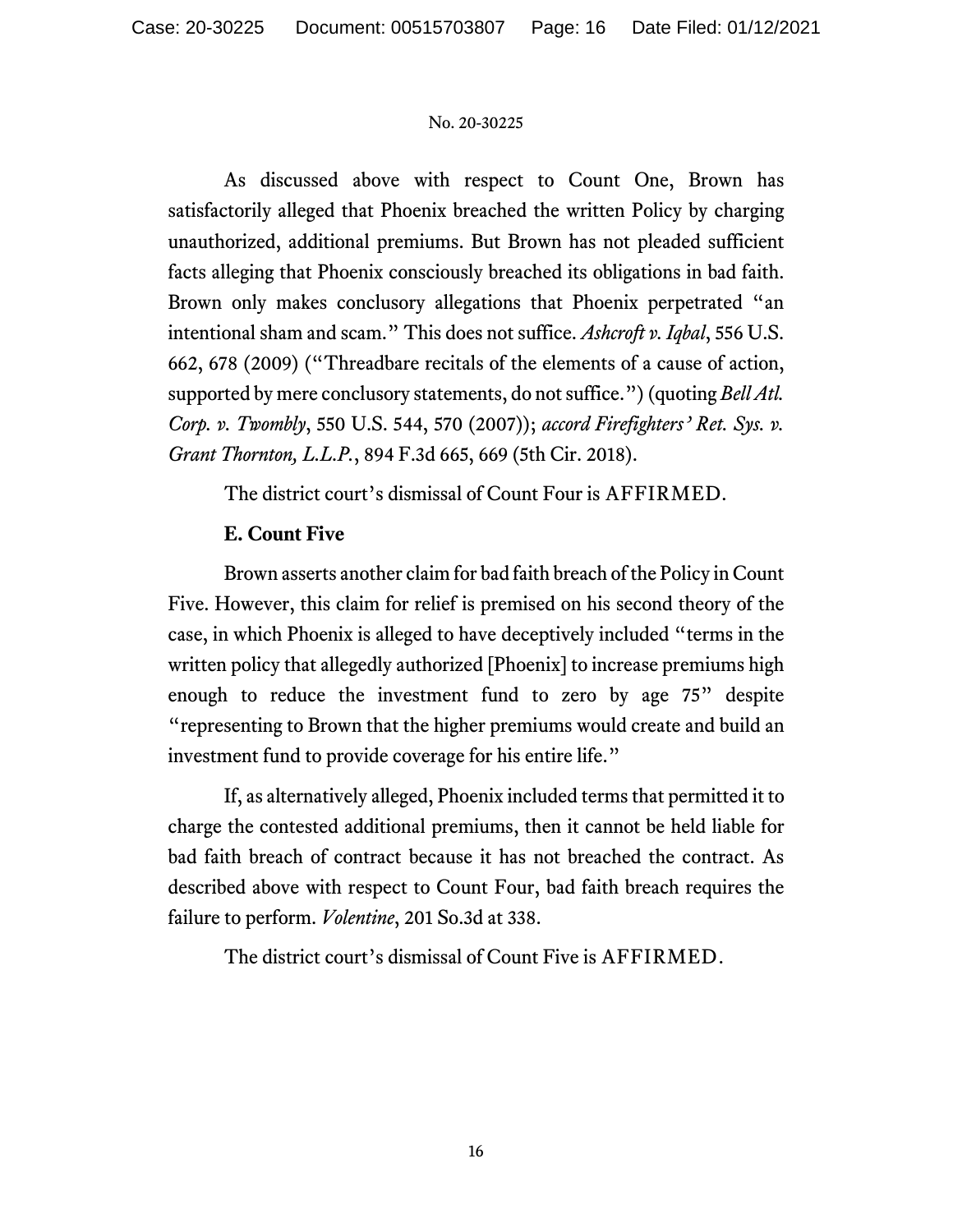As discussed above with respect to Count One, Brown has satisfactorily alleged that Phoenix breached the written Policy by charging unauthorized, additional premiums. But Brown has not pleaded sufficient facts alleging that Phoenix consciously breached its obligations in bad faith. Brown only makes conclusory allegations that Phoenix perpetrated "an intentional sham and scam." This does not suffice. *Ashcroft v. Iqbal*, 556 U.S. 662, 678 (2009) ("Threadbare recitals of the elements of a cause of action, supported by mere conclusory statements, do not suffice.") (quoting *Bell Atl. Corp. v. Twombly*, 550 U.S. 544, 570 (2007)); *accord Firefighters' Ret. Sys. v. Grant Thornton, L.L.P.*, 894 F.3d 665, 669 (5th Cir. 2018).

The district court's dismissal of Count Four is AFFIRMED.

**E. Count Five**

Brown asserts another claim for bad faith breach of the Policy in Count Five. However, this claim for relief is premised on his second theory of the case, in which Phoenix is alleged to have deceptively included "terms in the written policy that allegedly authorized [Phoenix] to increase premiums high enough to reduce the investment fund to zero by age 75" despite "representing to Brown that the higher premiums would create and build an investment fund to provide coverage for his entire life."

If, as alternatively alleged, Phoenix included terms that permitted it to charge the contested additional premiums, then it cannot be held liable for bad faith breach of contract because it has not breached the contract. As described above with respect to Count Four, bad faith breach requires the failure to perform. *Volentine*, 201 So.3d at 338.

The district court's dismissal of Count Five is AFFIRMED.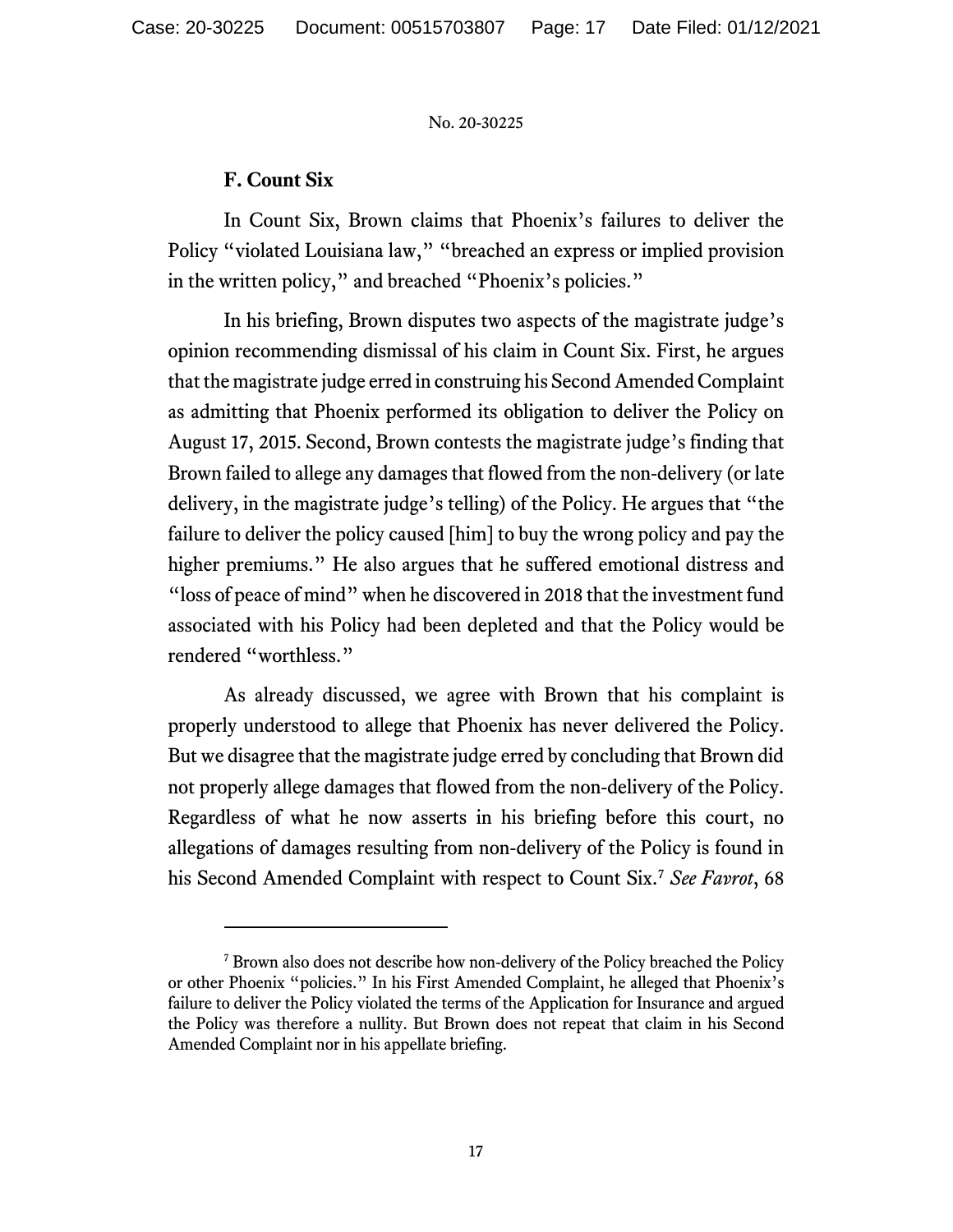### F. Count Six

In Count Six, Brown claims that Phoenix's failures to deliver the Policy "violated Louisiana law," "breached an express or implied provision in the written policy," and breached "Phoenix's policies."

In his briefing, Brown disputes two aspects of the magistrate judge's opinion recommending dismissal of his claim in Count Six. First, he argues that the magistrate judge erred in construing his Second Amended Complaint as admitting that Phoenix performed its obligation to deliver the Policy on August 17, 2015. Second, Brown contests the magistrate judge's finding that Brown failed to allege any damages that flowed from the non-delivery (or late delivery, in the magistrate judge's telling) of the Policy. He argues that "the failure to deliver the policy caused [him] to buy the wrong policy and pay the higher premiums." He also argues that he suffered emotional distress and "loss of peace of mind" when he discovered in 2018 that the investment fund associated with his Policy had been depleted and that the Policy would be rendered "worthless."

As already discussed, we agree with Brown that his complaint is properly understood to allege that Phoenix has never delivered the Policy. But we disagree that the magistrate judge erred by concluding that Brown did not properly allege damages that flowed from the non-delivery of the Policy. Regardless of what he now asserts in his briefing before this court, no allegations of damages resulting from non-delivery of the Policy is found in his Second Amended Complaint with respect to Count Six.[7] *See Favrot*, 68

[7] Brown also does not describe how non-delivery of the Policy breached the Policy or other Phoenix "policies." In his First Amended Complaint, he alleged that Phoenix's failure to deliver the Policy violated the terms of the Application for Insurance and argued the Policy was therefore a nullity. But Brown does not repeat that claim in his Second Amended Complaint nor in his appellate briefing.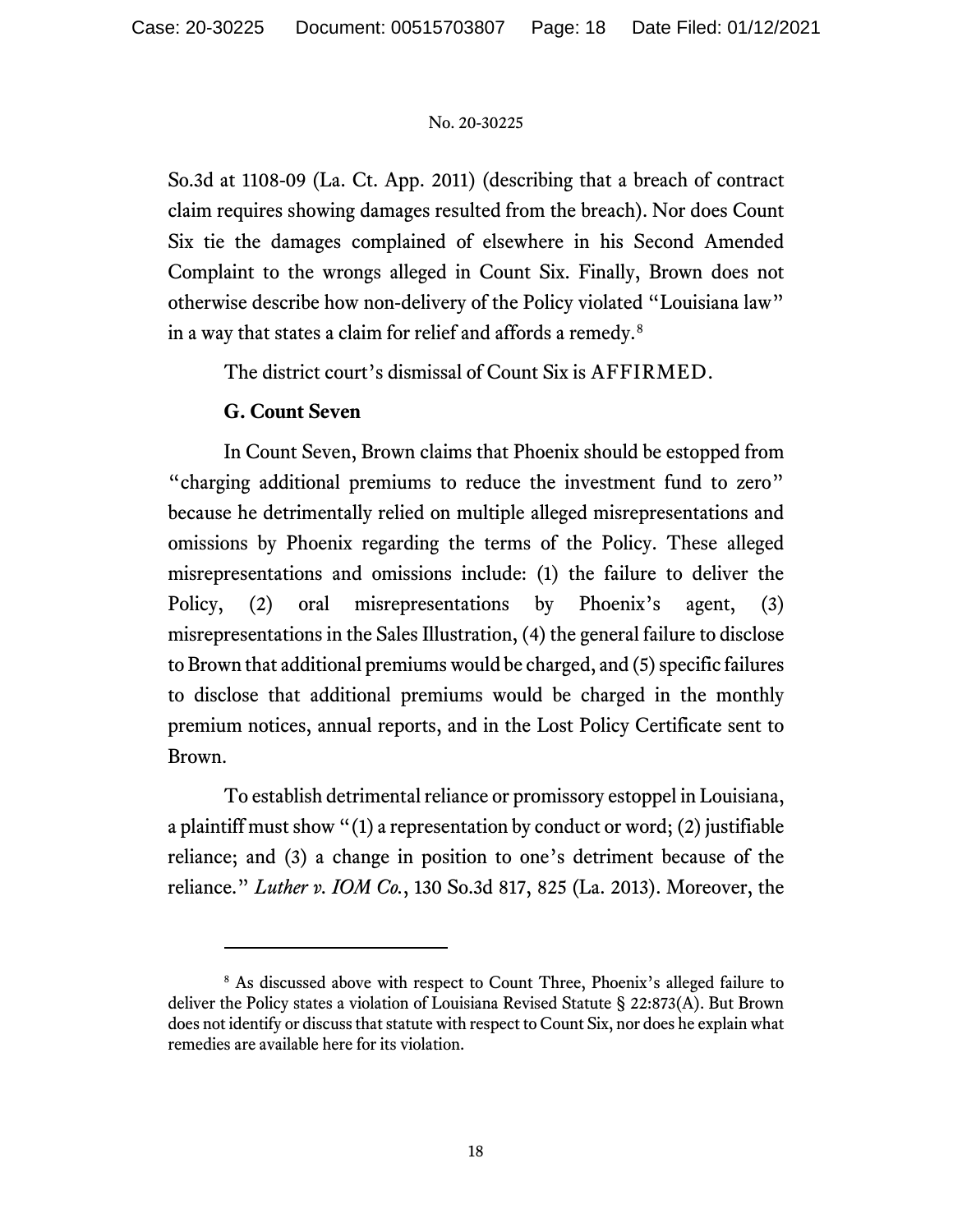So.3d at 1108-09 (La. Ct. App. 2011) (describing that a breach of contract claim requires showing damages resulted from the breach). Nor does Count Six tie the damages complained of elsewhere in his Second Amended Complaint to the wrongs alleged in Count Six. Finally, Brown does not otherwise describe how non-delivery of the Policy violated "Louisiana law" in a way that states a claim for relief and affords a remedy.[8]

The district court's dismissal of Count Six is AFFIRMED.

### G. Count Seven

In Count Seven, Brown claims that Phoenix should be estopped from "charging additional premiums to reduce the investment fund to zero" because he detrimentally relied on multiple alleged misrepresentations and omissions by Phoenix regarding the terms of the Policy. These alleged misrepresentations and omissions include: (1) the failure to deliver the Policy, (2) oral misrepresentations by Phoenix's agent, (3) misrepresentations in the Sales Illustration, (4) the general failure to disclose to Brown that additional premiums would be charged, and (5) specific failures to disclose that additional premiums would be charged in the monthly premium notices, annual reports, and in the Lost Policy Certificate sent to Brown.

To establish detrimental reliance or promissory estoppel in Louisiana, a plaintiff must show "(1) a representation by conduct or word; (2) justifiable reliance; and (3) a change in position to one's detriment because of the reliance." *Luther v. IOM Co.*, 130 So.3d 817, 825 (La. 2013). Moreover, the

---

[8] As discussed above with respect to Count Three, Phoenix's alleged failure to deliver the Policy states a violation of Louisiana Revised Statute § 22:873(A). But Brown does not identify or discuss that statute with respect to Count Six, nor does he explain what remedies are available here for its violation.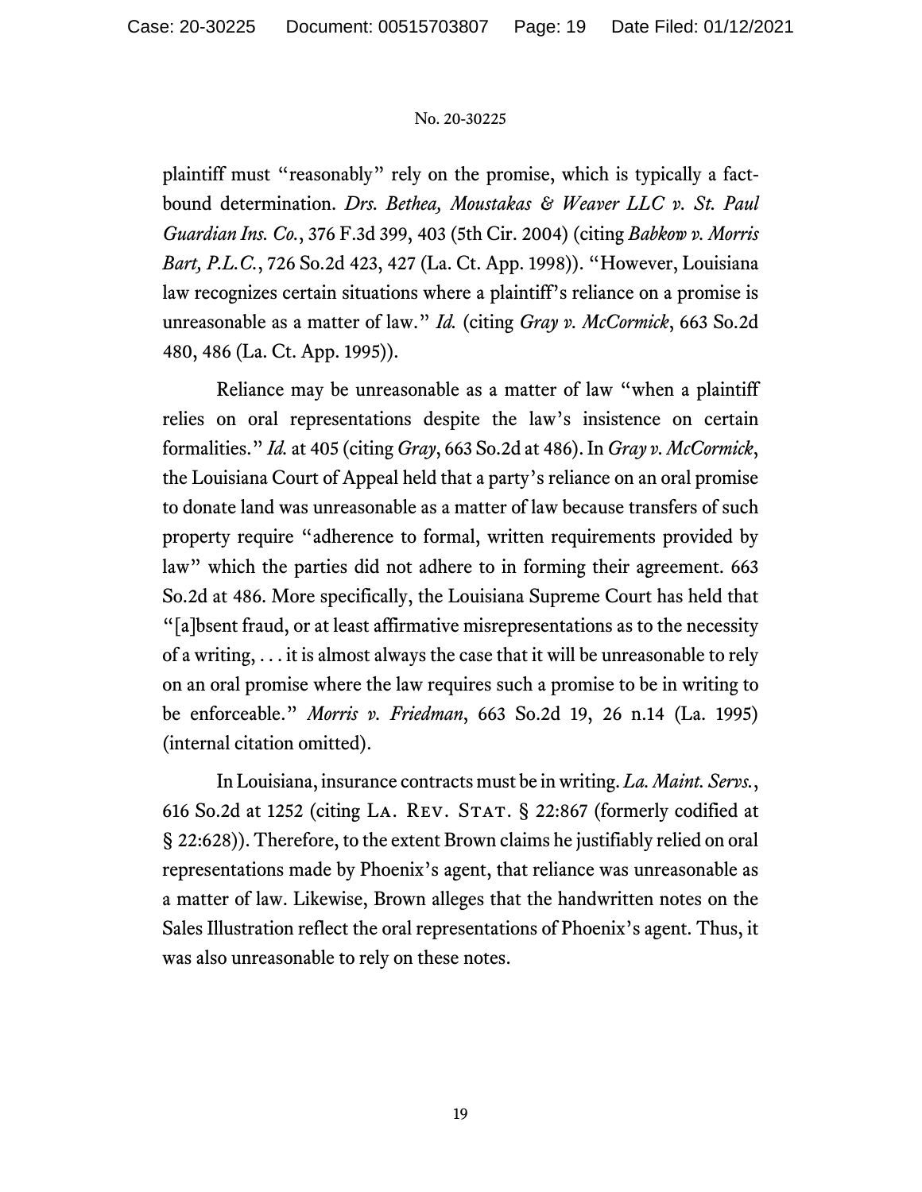plaintiff must "reasonably" rely on the promise, which is typically a fact-bound determination. *Drs. Bethea, Moustakas & Weaver LLC v. St. Paul Guardian Ins. Co.*, 376 F.3d 399, 403 (5th Cir. 2004) (citing *Babkow v. Morris Bart, P.L.C.*, 726 So.2d 423, 427 (La. Ct. App. 1998)). "However, Louisiana law recognizes certain situations where a plaintiff's reliance on a promise is unreasonable as a matter of law." *Id.* (citing *Gray v. McCormick*, 663 So.2d 480, 486 (La. Ct. App. 1995)).

Reliance may be unreasonable as a matter of law "when a plaintiff relies on oral representations despite the law's insistence on certain formalities." *Id.* at 405 (citing *Gray*, 663 So.2d at 486). In *Gray v. McCormick*, the Louisiana Court of Appeal held that a party's reliance on an oral promise to donate land was unreasonable as a matter of law because transfers of such property require "adherence to formal, written requirements provided by law" which the parties did not adhere to in forming their agreement. 663 So.2d at 486. More specifically, the Louisiana Supreme Court has held that "[a]bsent fraud, or at least affirmative misrepresentations as to the necessity of a writing, . . . it is almost always the case that it will be unreasonable to rely on an oral promise where the law requires such a promise to be in writing to be enforceable." *Morris v. Friedman*, 663 So.2d 19, 26 n.14 (La. 1995) (internal citation omitted).

In Louisiana, insurance contracts must be in writing. *La. Maint. Servs.*, 616 So.2d at 1252 (citing La. Rev. Stat. § 22:867 (formerly codified at § 22:628)). Therefore, to the extent Brown claims he justifiably relied on oral representations made by Phoenix's agent, that reliance was unreasonable as a matter of law. Likewise, Brown alleges that the handwritten notes on the Sales Illustration reflect the oral representations of Phoenix's agent. Thus, it was also unreasonable to rely on these notes.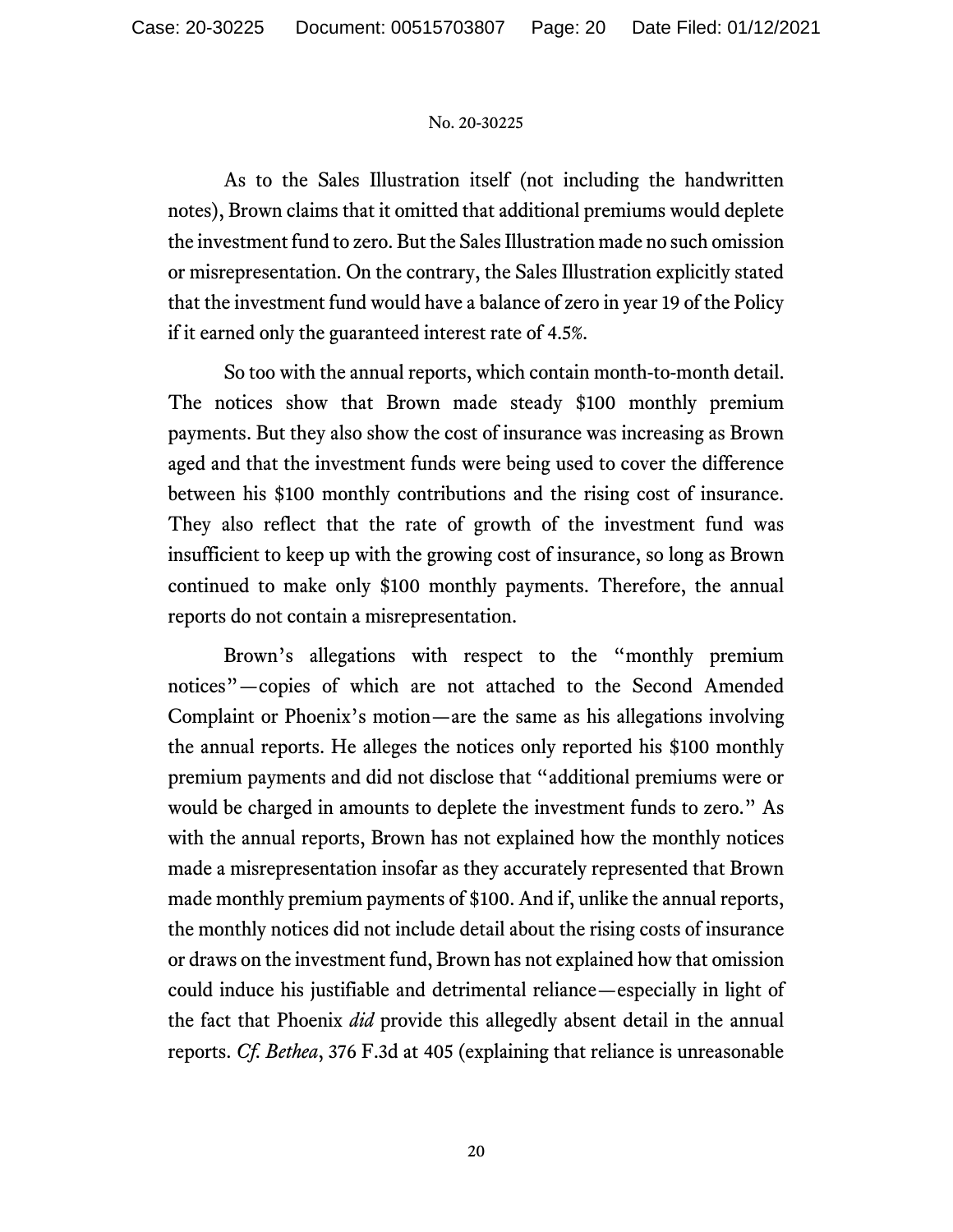As to the Sales Illustration itself (not including the handwritten notes), Brown claims that it omitted that additional premiums would deplete the investment fund to zero. But the Sales Illustration made no such omission or misrepresentation. On the contrary, the Sales Illustration explicitly stated that the investment fund would have a balance of zero in year 19 of the Policy if it earned only the guaranteed interest rate of 4.5%.

So too with the annual reports, which contain month-to-month detail. The notices show that Brown made steady $100 monthly premium payments. But they also show the cost of insurance was increasing as Brown aged and that the investment funds were being used to cover the difference between his $100 monthly contributions and the rising cost of insurance. They also reflect that the rate of growth of the investment fund was insufficient to keep up with the growing cost of insurance, so long as Brown continued to make only $100 monthly payments. Therefore, the annual reports do not contain a misrepresentation.

Brown's allegations with respect to the "monthly premium notices"—copies of which are not attached to the Second Amended Complaint or Phoenix's motion—are the same as his allegations involving the annual reports. He alleges the notices only reported his $100 monthly premium payments and did not disclose that "additional premiums were or would be charged in amounts to deplete the investment funds to zero." As with the annual reports, Brown has not explained how the monthly notices made a misrepresentation insofar as they accurately represented that Brown made monthly premium payments of $100. And if, unlike the annual reports, the monthly notices did not include detail about the rising costs of insurance or draws on the investment fund, Brown has not explained how that omission could induce his justifiable and detrimental reliance—especially in light of the fact that Phoenix *did* provide this allegedly absent detail in the annual reports. *Cf. Bethea*, 376 F.3d at 405 (explaining that reliance is unreasonable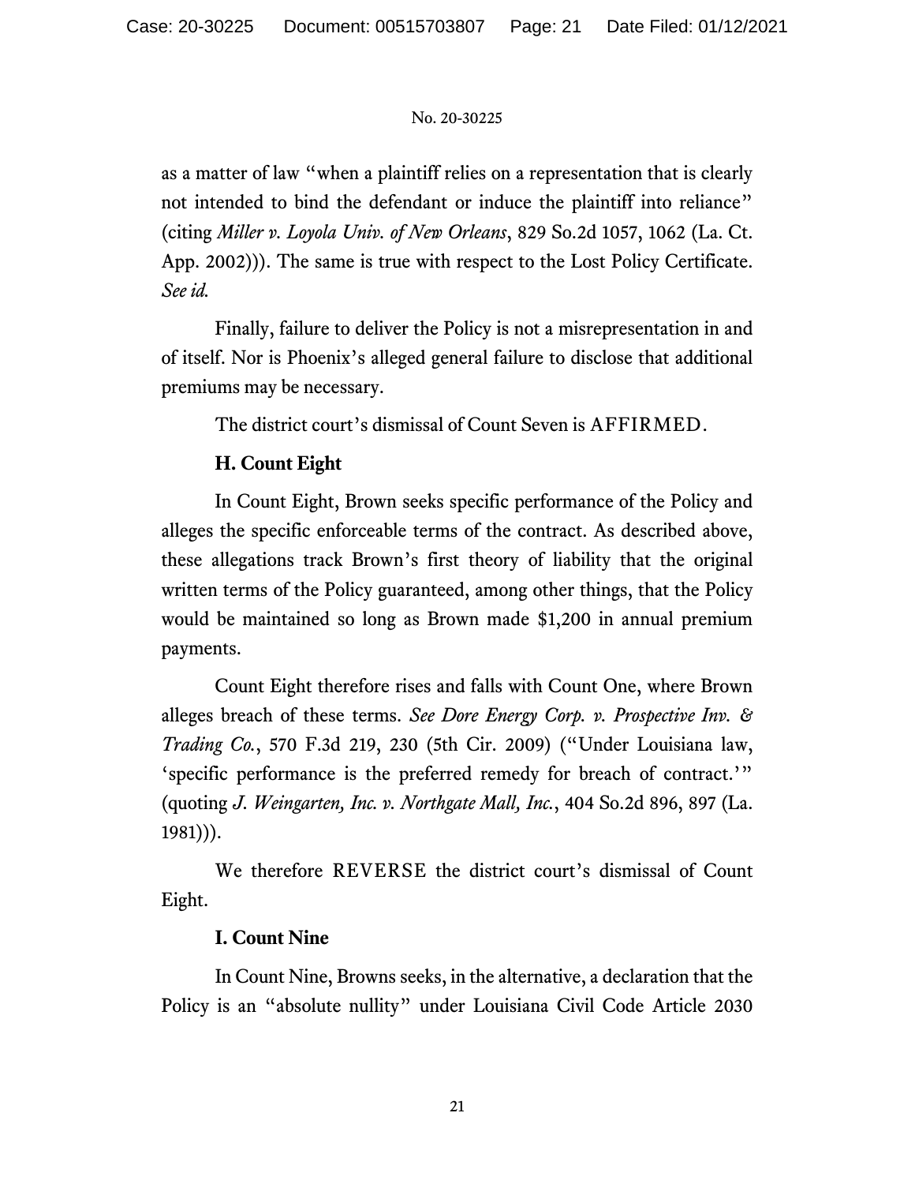as a matter of law "when a plaintiff relies on a representation that is clearly not intended to bind the defendant or induce the plaintiff into reliance" (citing *Miller v. Loyola Univ. of New Orleans*, 829 So.2d 1057, 1062 (La. Ct. App. 2002))). The same is true with respect to the Lost Policy Certificate. *See id.*

Finally, failure to deliver the Policy is not a misrepresentation in and of itself. Nor is Phoenix's alleged general failure to disclose that additional premiums may be necessary.

The district court's dismissal of Count Seven is AFFIRMED.

### H. Count Eight

In Count Eight, Brown seeks specific performance of the Policy and alleges the specific enforceable terms of the contract. As described above, these allegations track Brown's first theory of liability that the original written terms of the Policy guaranteed, among other things, that the Policy would be maintained so long as Brown made $1,200 in annual premium payments.

Count Eight therefore rises and falls with Count One, where Brown alleges breach of these terms. *See Dore Energy Corp. v. Prospective Inv. & Trading Co.*, 570 F.3d 219, 230 (5th Cir. 2009) ("Under Louisiana law, 'specific performance is the preferred remedy for breach of contract.'" (quoting *J. Weingarten, Inc. v. Northgate Mall, Inc.*, 404 So.2d 896, 897 (La. 1981))).

We therefore REVERSE the district court's dismissal of Count Eight.

### I. Count Nine

In Count Nine, Browns seeks, in the alternative, a declaration that the Policy is an "absolute nullity" under Louisiana Civil Code Article 2030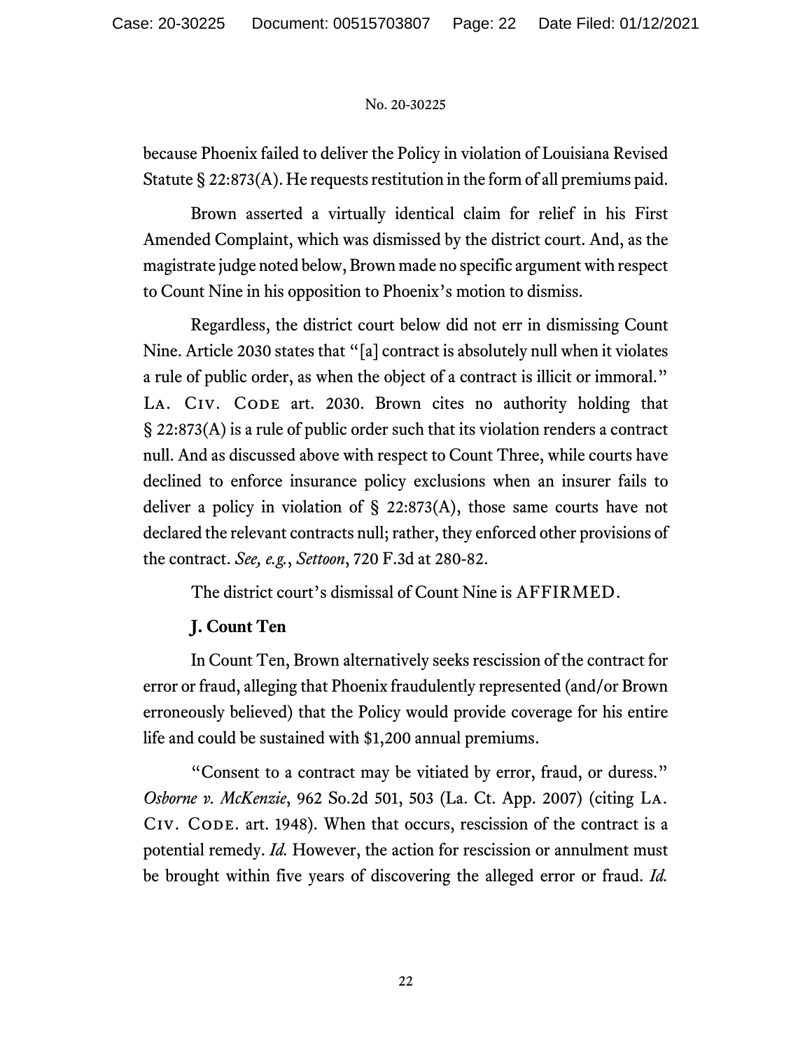because Phoenix failed to deliver the Policy in violation of Louisiana Revised Statute § 22:873(A). He requests restitution in the form of all premiums paid.

Brown asserted a virtually identical claim for relief in his First Amended Complaint, which was dismissed by the district court. And, as the magistrate judge noted below, Brown made no specific argument with respect to Count Nine in his opposition to Phoenix's motion to dismiss.

Regardless, the district court below did not err in dismissing Count Nine. Article 2030 states that "[a] contract is absolutely null when it violates a rule of public order, as when the object of a contract is illicit or immoral." LA. CIV. CODE art. 2030. Brown cites no authority holding that § 22:873(A) is a rule of public order such that its violation renders a contract null. And as discussed above with respect to Count Three, while courts have declined to enforce insurance policy exclusions when an insurer fails to deliver a policy in violation of § 22:873(A), those same courts have not declared the relevant contracts null; rather, they enforced other provisions of the contract. *See, e.g.*, *Settoon*, 720 F.3d at 280-82.

The district court's dismissal of Count Nine is AFFIRMED.

**J. Count Ten**

In Count Ten, Brown alternatively seeks rescission of the contract for error or fraud, alleging that Phoenix fraudulently represented (and/or Brown erroneously believed) that the Policy would provide coverage for his entire life and could be sustained with $1,200 annual premiums.

"Consent to a contract may be vitiated by error, fraud, or duress." *Osborne v. McKenzie*, 962 So.2d 501, 503 (La. Ct. App. 2007) (citing LA. CIV. CODE. art. 1948). When that occurs, rescission of the contract is a potential remedy. *Id.* However, the action for rescission or annulment must be brought within five years of discovering the alleged error or fraud. *Id.*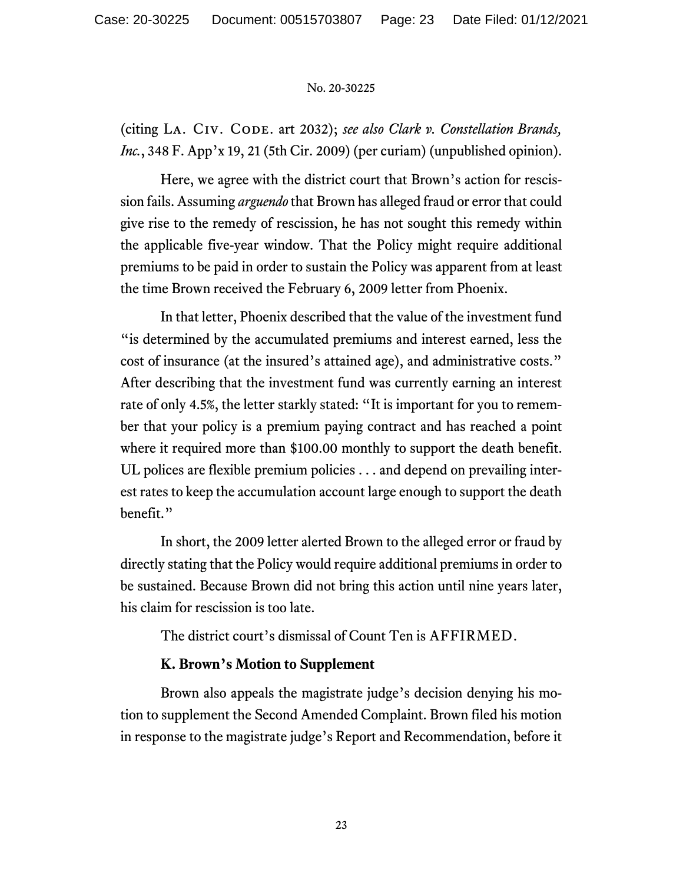(citing LA. CIV. CODE. art 2032); *see also Clark v. Constellation Brands, Inc.*, 348 F. App'x 19, 21 (5th Cir. 2009) (per curiam) (unpublished opinion).

Here, we agree with the district court that Brown's action for rescission fails. Assuming *arguendo* that Brown has alleged fraud or error that could give rise to the remedy of rescission, he has not sought this remedy within the applicable five-year window. That the Policy might require additional premiums to be paid in order to sustain the Policy was apparent from at least the time Brown received the February 6, 2009 letter from Phoenix.

In that letter, Phoenix described that the value of the investment fund "is determined by the accumulated premiums and interest earned, less the cost of insurance (at the insured's attained age), and administrative costs." After describing that the investment fund was currently earning an interest rate of only 4.5%, the letter starkly stated: "It is important for you to remember that your policy is a premium paying contract and has reached a point where it required more than $100.00 monthly to support the death benefit. UL polices are flexible premium policies . . . and depend on prevailing interest rates to keep the accumulation account large enough to support the death benefit."

In short, the 2009 letter alerted Brown to the alleged error or fraud by directly stating that the Policy would require additional premiums in order to be sustained. Because Brown did not bring this action until nine years later, his claim for rescission is too late.

The district court's dismissal of Count Ten is AFFIRMED.

**K. Brown's Motion to Supplement**

Brown also appeals the magistrate judge's decision denying his motion to supplement the Second Amended Complaint. Brown filed his motion in response to the magistrate judge's Report and Recommendation, before it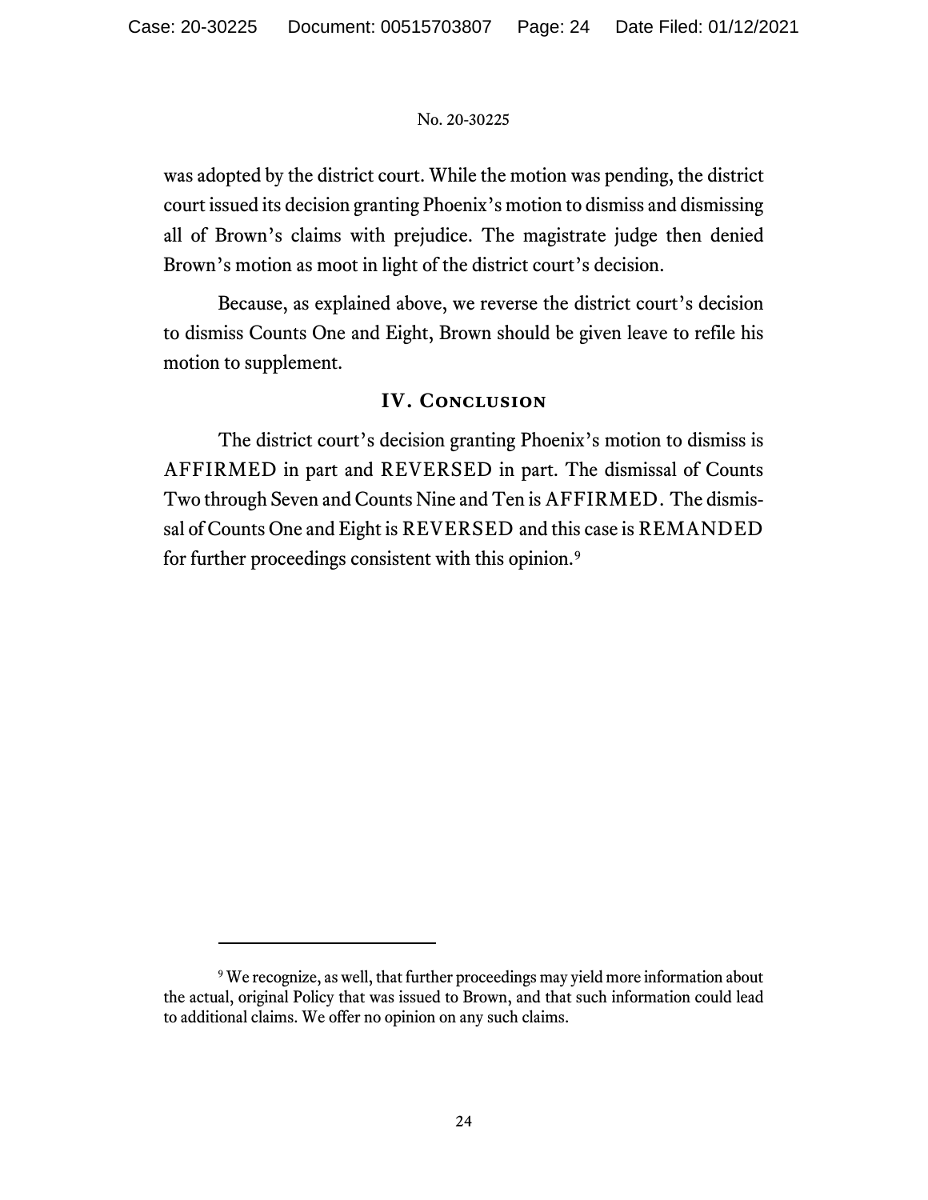was adopted by the district court. While the motion was pending, the district court issued its decision granting Phoenix's motion to dismiss and dismissing all of Brown's claims with prejudice. The magistrate judge then denied Brown's motion as moot in light of the district court's decision.

Because, as explained above, we reverse the district court's decision to dismiss Counts One and Eight, Brown should be given leave to refile his motion to supplement.

## IV. Conclusion

The district court's decision granting Phoenix's motion to dismiss is AFFIRMED in part and REVERSED in part. The dismissal of Counts Two through Seven and Counts Nine and Ten is AFFIRMED. The dismissal of Counts One and Eight is REVERSED and this case is REMANDED for further proceedings consistent with this opinion.[9]

---

[9] We recognize, as well, that further proceedings may yield more information about the actual, original Policy that was issued to Brown, and that such information could lead to additional claims. We offer no opinion on any such claims.